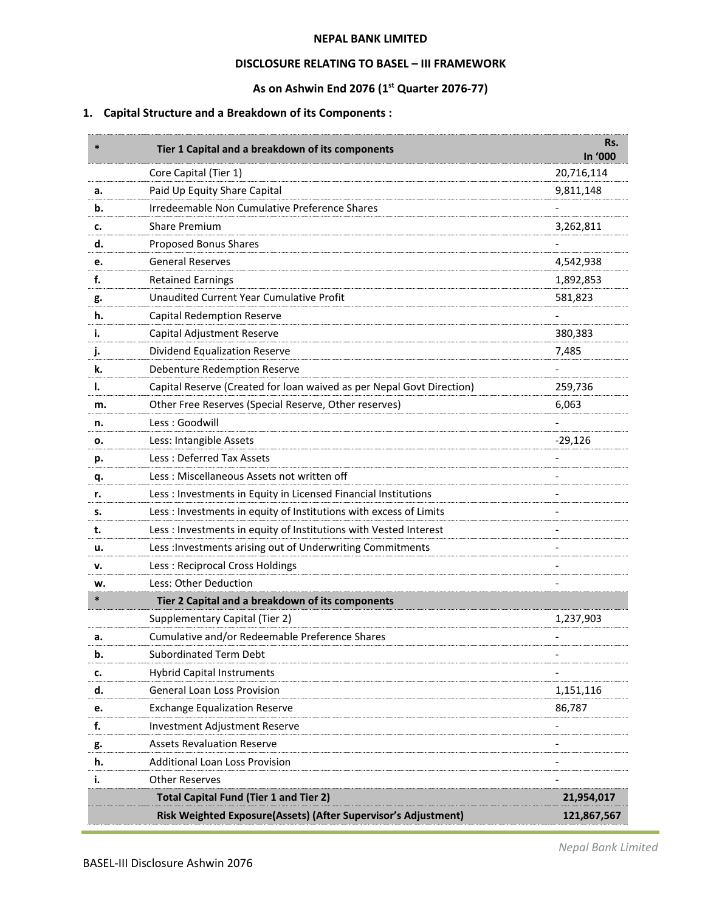# NEPAL BANK LIMITED

## DISCLOSURE RELATING TO BASEL – III FRAMEWORK

### As on Ashwin End 2076 (1st Quarter 2076-77)

## 1. Capital Structure and a Breakdown of its Components :

| * | Tier 1 Capital and a breakdown of its components | Rs. In '000 |
|---|---|---|
| | Core Capital (Tier 1) | 20,716,114 |
| a. | Paid Up Equity Share Capital | 9,811,148 |
| b. | Irredeemable Non Cumulative Preference Shares | - |
| c. | Share Premium | 3,262,811 |
| d. | Proposed Bonus Shares | - |
| e. | General Reserves | 4,542,938 |
| f. | Retained Earnings | 1,892,853 |
| g. | Unaudited Current Year Cumulative Profit | 581,823 |
| h. | Capital Redemption Reserve | - |
| i. | Capital Adjustment Reserve | 380,383 |
| j. | Dividend Equalization Reserve | 7,485 |
| k. | Debenture Redemption Reserve | - |
| l. | Capital Reserve (Created for loan waived as per Nepal Govt Direction) | 259,736 |
| m. | Other Free Reserves (Special Reserve, Other reserves) | 6,063 |
| n. | Less : Goodwill | - |
| o. | Less: Intangible Assets | -29,126 |
| p. | Less : Deferred Tax Assets | - |
| q. | Less : Miscellaneous Assets not written off | - |
| r. | Less : Investments in Equity in Licensed Financial Institutions | - |
| s. | Less : Investments in equity of Institutions with excess of Limits | - |
| t. | Less : Investments in equity of Institutions with Vested Interest | - |
| u. | Less :Investments arising out of Underwriting Commitments | - |
| v. | Less : Reciprocal Cross Holdings | - |
| w. | Less: Other Deduction | - |
| * | **Tier 2 Capital and a breakdown of its components** | |
| | Supplementary Capital (Tier 2) | 1,237,903 |
| a. | Cumulative and/or Redeemable Preference Shares | - |
| b. | Subordinated Term Debt | - |
| c. | Hybrid Capital Instruments | - |
| d. | General Loan Loss Provision | 1,151,116 |
| e. | Exchange Equalization Reserve | 86,787 |
| f. | Investment Adjustment Reserve | - |
| g. | Assets Revaluation Reserve | - |
| h. | Additional Loan Loss Provision | - |
| i. | Other Reserves | - |
| | **Total Capital Fund (Tier 1 and Tier 2)** | **21,954,017** |
| | **Risk Weighted Exposure(Assets) (After Supervisor's Adjustment)** | **121,867,567** |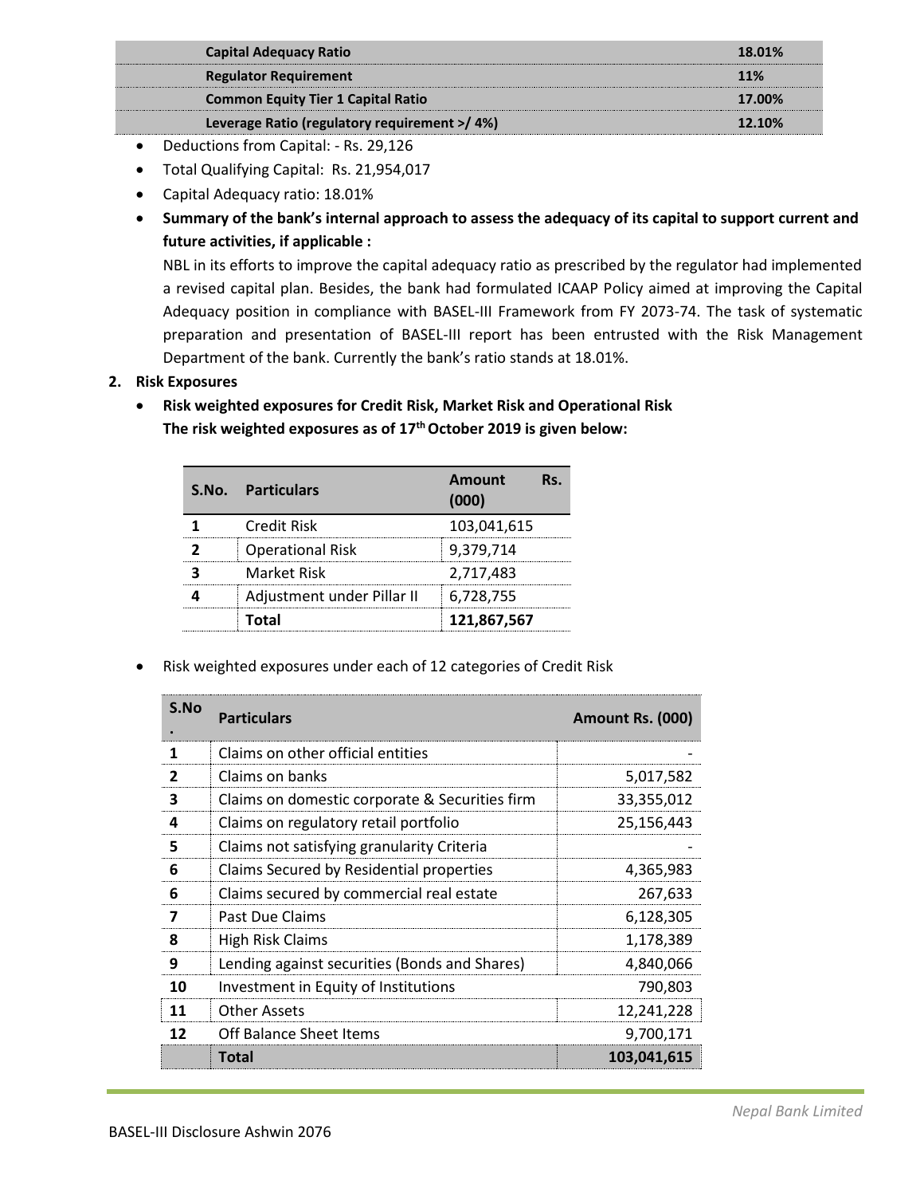| Capital Adequacy Ratio | 18.01% |
|---|---|
| Regulator Requirement | 11% |
| Common Equity Tier 1 Capital Ratio | 17.00% |
| Leverage Ratio (regulatory requirement >/ 4%) | 12.10% |

- Deductions from Capital: - Rs. 29,126
- Total Qualifying Capital: Rs. 21,954,017
- Capital Adequacy ratio: 18.01%
- **Summary of the bank's internal approach to assess the adequacy of its capital to support current and future activities, if applicable :**

  NBL in its efforts to improve the capital adequacy ratio as prescribed by the regulator had implemented a revised capital plan. Besides, the bank had formulated ICAAP Policy aimed at improving the Capital Adequacy position in compliance with BASEL-III Framework from FY 2073-74. The task of systematic preparation and presentation of BASEL-III report has been entrusted with the Risk Management Department of the bank. Currently the bank's ratio stands at 18.01%.

**2. Risk Exposures**

- **Risk weighted exposures for Credit Risk, Market Risk and Operational Risk**
  **The risk weighted exposures as of 17th October 2019 is given below:**

| S.No. | Particulars | Amount Rs. (000) |
|---|---|---|
| 1 | Credit Risk | 103,041,615 |
| 2 | Operational Risk | 9,379,714 |
| 3 | Market Risk | 2,717,483 |
| 4 | Adjustment under Pillar II | 6,728,755 |
| | **Total** | **121,867,567** |

- Risk weighted exposures under each of 12 categories of Credit Risk

| S.No. | Particulars | Amount Rs. (000) |
|---|---|---|
| 1 | Claims on other official entities | - |
| 2 | Claims on banks | 5,017,582 |
| 3 | Claims on domestic corporate & Securities firm | 33,355,012 |
| 4 | Claims on regulatory retail portfolio | 25,156,443 |
| 5 | Claims not satisfying granularity Criteria | - |
| 6 | Claims Secured by Residential properties | 4,365,983 |
| 6 | Claims secured by commercial real estate | 267,633 |
| 7 | Past Due Claims | 6,128,305 |
| 8 | High Risk Claims | 1,178,389 |
| 9 | Lending against securities (Bonds and Shares) | 4,840,066 |
| 10 | Investment in Equity of Institutions | 790,803 |
| 11 | Other Assets | 12,241,228 |
| 12 | Off Balance Sheet Items | 9,700,171 |
| | **Total** | **103,041,615** |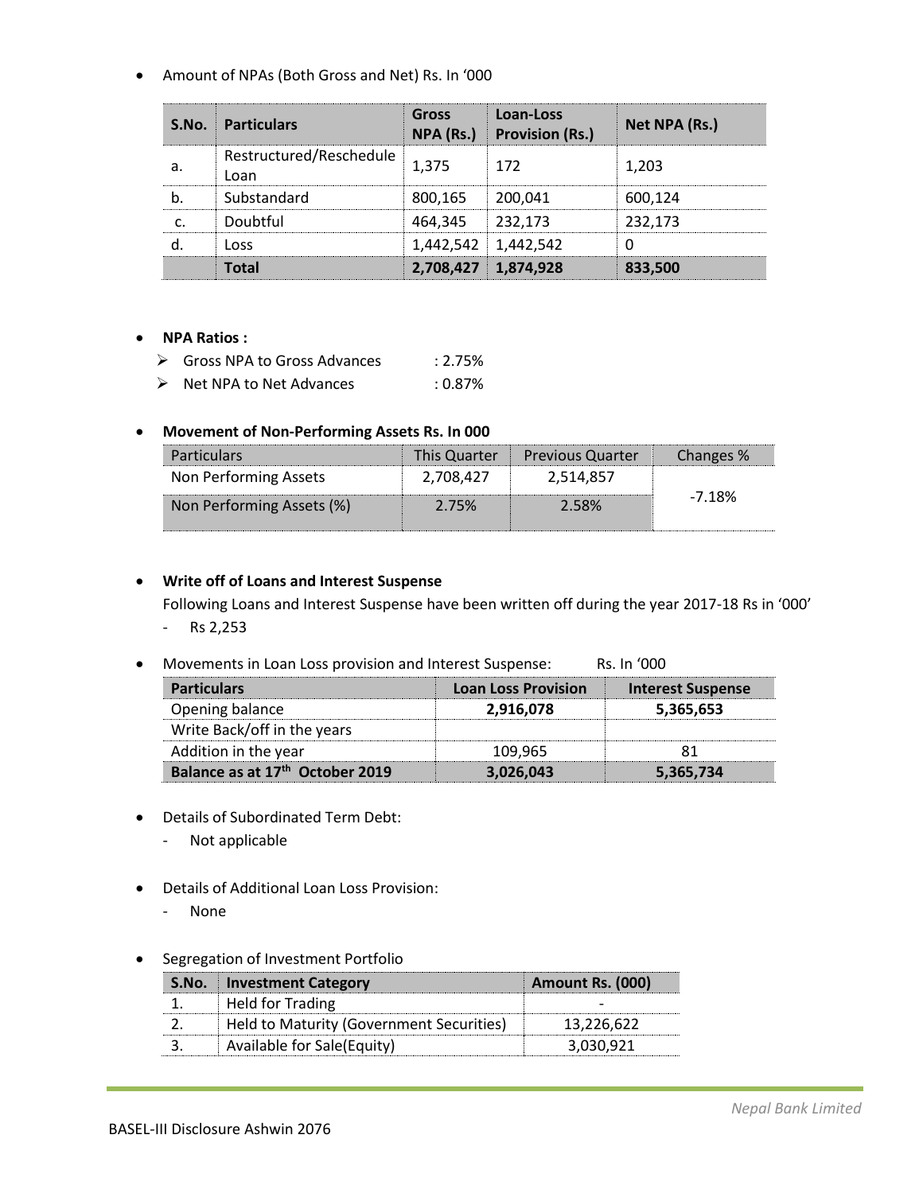- Amount of NPAs (Both Gross and Net) Rs. In '000

| S.No. | Particulars | Gross NPA (Rs.) | Loan-Loss Provision (Rs.) | Net NPA (Rs.) |
|---|---|---|---|---|
| a. | Restructured/Reschedule Loan | 1,375 | 172 | 1,203 |
| b. | Substandard | 800,165 | 200,041 | 600,124 |
| c. | Doubtful | 464,345 | 232,173 | 232,173 |
| d. | Loss | 1,442,542 | 1,442,542 | 0 |
| | **Total** | **2,708,427** | **1,874,928** | **833,500** |

- **NPA Ratios :**
  - Gross NPA to Gross Advances : 2.75%
  - Net NPA to Net Advances : 0.87%

- **Movement of Non-Performing Assets Rs. In 000**

| Particulars | This Quarter | Previous Quarter | Changes % |
|---|---|---|---|
| Non Performing Assets | 2,708,427 | 2,514,857 | -7.18% |
| Non Performing Assets (%) | 2.75% | 2.58% | |

- **Write off of Loans and Interest Suspense**

  Following Loans and Interest Suspense have been written off during the year 2017-18 Rs in '000'
  - Rs 2,253

- Movements in Loan Loss provision and Interest Suspense: Rs. In '000

| Particulars | Loan Loss Provision | Interest Suspense |
|---|---|---|
| Opening balance | **2,916,078** | **5,365,653** |
| Write Back/off in the years | | |
| Addition in the year | 109,965 | 81 |
| **Balance as at 17th October 2019** | **3,026,043** | **5,365,734** |

- Details of Subordinated Term Debt:
  - Not applicable

- Details of Additional Loan Loss Provision:
  - None

- Segregation of Investment Portfolio

| S.No. | Investment Category | Amount Rs. (000) |
|---|---|---|
| 1. | Held for Trading | - |
| 2. | Held to Maturity (Government Securities) | 13,226,622 |
| 3. | Available for Sale(Equity) | 3,030,921 |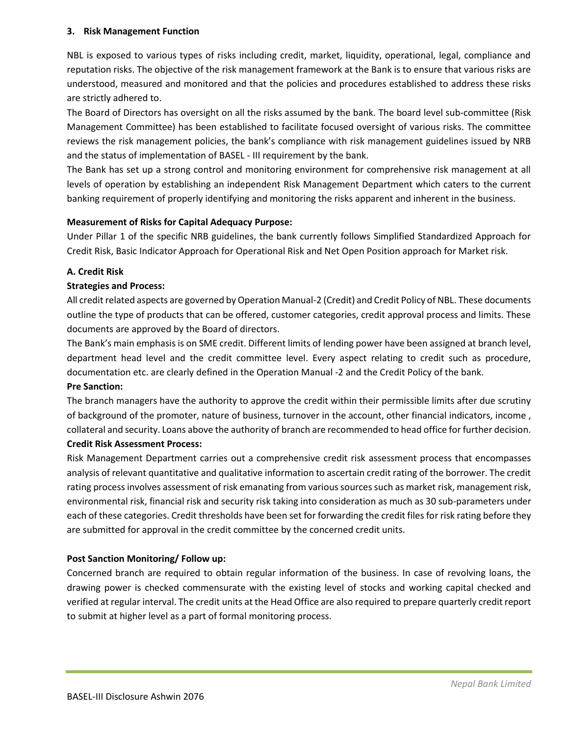## 3. Risk Management Function

NBL is exposed to various types of risks including credit, market, liquidity, operational, legal, compliance and reputation risks. The objective of the risk management framework at the Bank is to ensure that various risks are understood, measured and monitored and that the policies and procedures established to address these risks are strictly adhered to.

The Board of Directors has oversight on all the risks assumed by the bank. The board level sub-committee (Risk Management Committee) has been established to facilitate focused oversight of various risks. The committee reviews the risk management policies, the bank's compliance with risk management guidelines issued by NRB and the status of implementation of BASEL - III requirement by the bank.

The Bank has set up a strong control and monitoring environment for comprehensive risk management at all levels of operation by establishing an independent Risk Management Department which caters to the current banking requirement of properly identifying and monitoring the risks apparent and inherent in the business.

**Measurement of Risks for Capital Adequacy Purpose:**

Under Pillar 1 of the specific NRB guidelines, the bank currently follows Simplified Standardized Approach for Credit Risk, Basic Indicator Approach for Operational Risk and Net Open Position approach for Market risk.

**A. Credit Risk**

**Strategies and Process:**

All credit related aspects are governed by Operation Manual-2 (Credit) and Credit Policy of NBL. These documents outline the type of products that can be offered, customer categories, credit approval process and limits. These documents are approved by the Board of directors.

The Bank's main emphasis is on SME credit. Different limits of lending power have been assigned at branch level, department head level and the credit committee level. Every aspect relating to credit such as procedure, documentation etc. are clearly defined in the Operation Manual -2 and the Credit Policy of the bank.

**Pre Sanction:**

The branch managers have the authority to approve the credit within their permissible limits after due scrutiny of background of the promoter, nature of business, turnover in the account, other financial indicators, income , collateral and security. Loans above the authority of branch are recommended to head office for further decision.

**Credit Risk Assessment Process:**

Risk Management Department carries out a comprehensive credit risk assessment process that encompasses analysis of relevant quantitative and qualitative information to ascertain credit rating of the borrower. The credit rating process involves assessment of risk emanating from various sources such as market risk, management risk, environmental risk, financial risk and security risk taking into consideration as much as 30 sub-parameters under each of these categories. Credit thresholds have been set for forwarding the credit files for risk rating before they are submitted for approval in the credit committee by the concerned credit units.

**Post Sanction Monitoring/ Follow up:**

Concerned branch are required to obtain regular information of the business. In case of revolving loans, the drawing power is checked commensurate with the existing level of stocks and working capital checked and verified at regular interval. The credit units at the Head Office are also required to prepare quarterly credit report to submit at higher level as a part of formal monitoring process.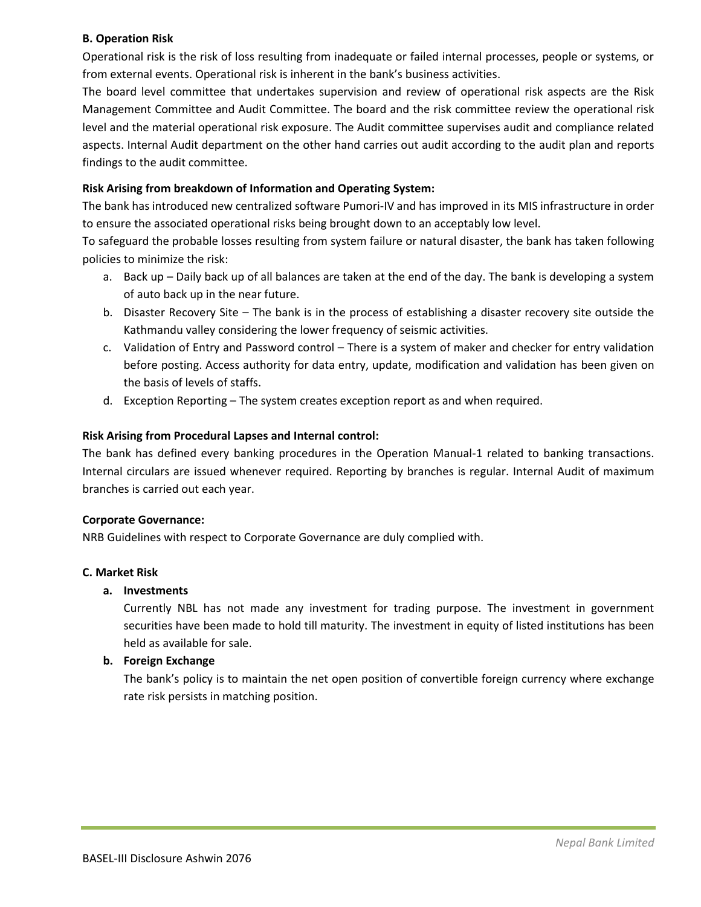**B. Operation Risk**

Operational risk is the risk of loss resulting from inadequate or failed internal processes, people or systems, or from external events. Operational risk is inherent in the bank's business activities.

The board level committee that undertakes supervision and review of operational risk aspects are the Risk Management Committee and Audit Committee. The board and the risk committee review the operational risk level and the material operational risk exposure. The Audit committee supervises audit and compliance related aspects. Internal Audit department on the other hand carries out audit according to the audit plan and reports findings to the audit committee.

**Risk Arising from breakdown of Information and Operating System:**

The bank has introduced new centralized software Pumori-IV and has improved in its MIS infrastructure in order to ensure the associated operational risks being brought down to an acceptably low level.

To safeguard the probable losses resulting from system failure or natural disaster, the bank has taken following policies to minimize the risk:

a. Back up – Daily back up of all balances are taken at the end of the day. The bank is developing a system of auto back up in the near future.
b. Disaster Recovery Site – The bank is in the process of establishing a disaster recovery site outside the Kathmandu valley considering the lower frequency of seismic activities.
c. Validation of Entry and Password control – There is a system of maker and checker for entry validation before posting. Access authority for data entry, update, modification and validation has been given on the basis of levels of staffs.
d. Exception Reporting – The system creates exception report as and when required.

**Risk Arising from Procedural Lapses and Internal control:**

The bank has defined every banking procedures in the Operation Manual-1 related to banking transactions. Internal circulars are issued whenever required. Reporting by branches is regular. Internal Audit of maximum branches is carried out each year.

**Corporate Governance:**

NRB Guidelines with respect to Corporate Governance are duly complied with.

**C. Market Risk**

a. **Investments**

   Currently NBL has not made any investment for trading purpose. The investment in government securities have been made to hold till maturity. The investment in equity of listed institutions has been held as available for sale.

b. **Foreign Exchange**

   The bank's policy is to maintain the net open position of convertible foreign currency where exchange rate risk persists in matching position.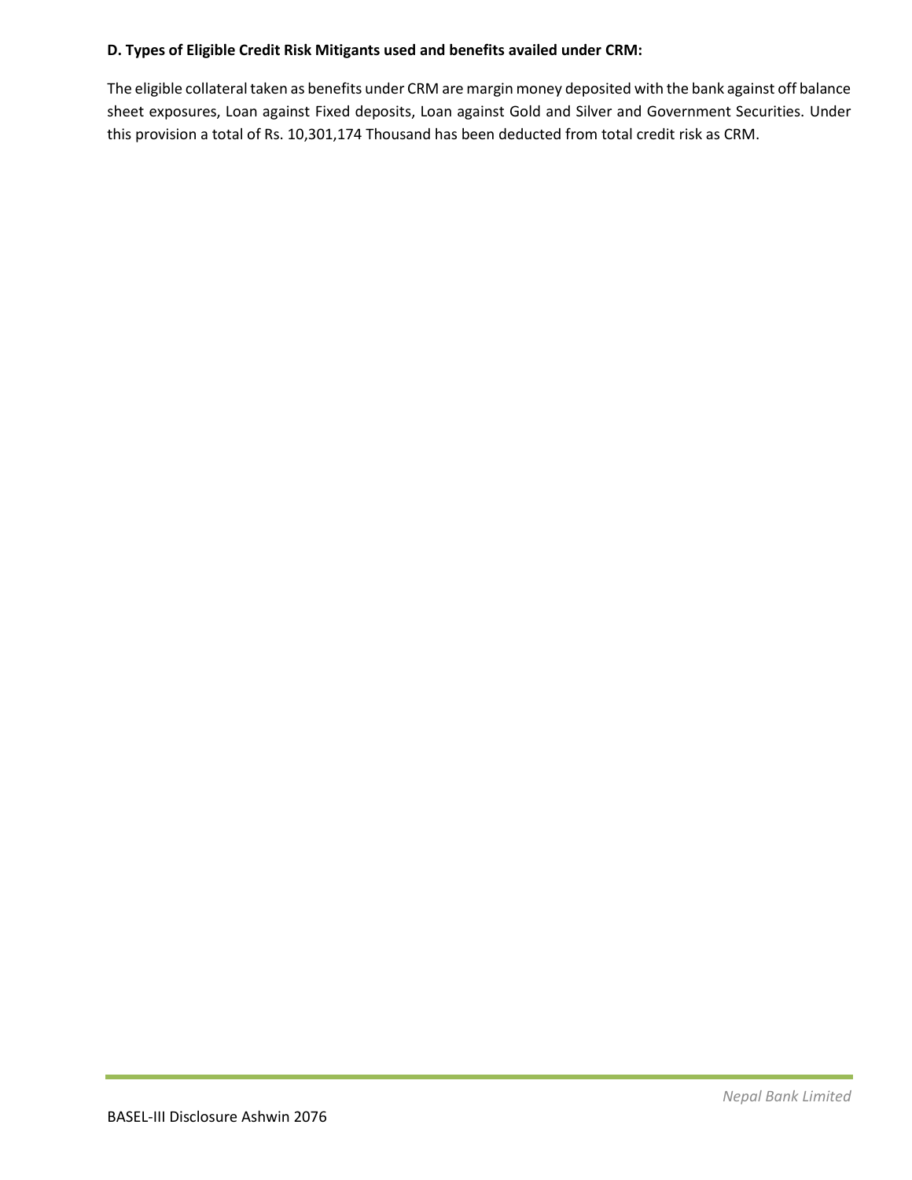**D. Types of Eligible Credit Risk Mitigants used and benefits availed under CRM:**

The eligible collateral taken as benefits under CRM are margin money deposited with the bank against off balance sheet exposures, Loan against Fixed deposits, Loan against Gold and Silver and Government Securities. Under this provision a total of Rs. 10,301,174 Thousand has been deducted from total credit risk as CRM.